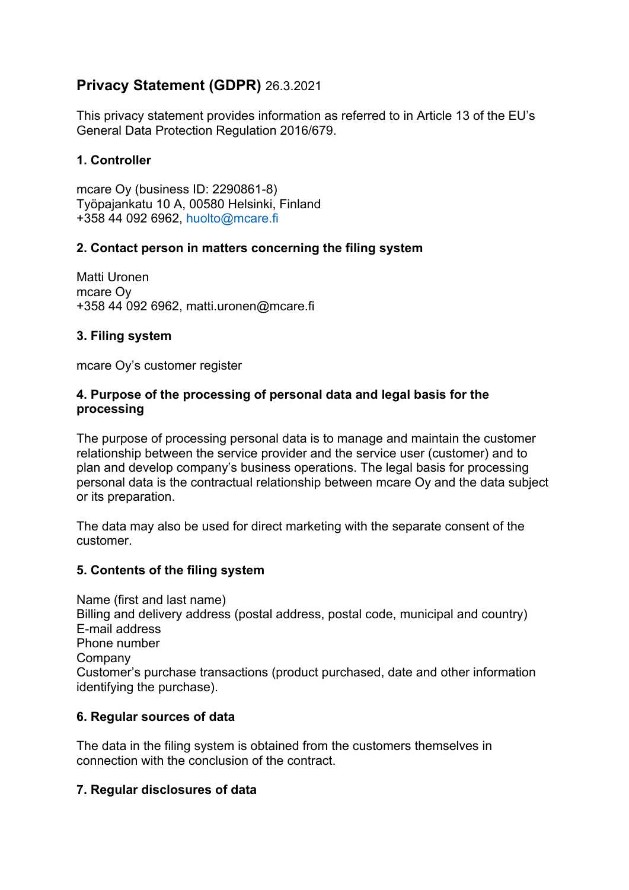# **Privacy Statement (GDPR)** 26.3.2021

This privacy statement provides information as referred to in Article 13 of the EU's General Data Protection Regulation 2016/679.

## 1. Controller

mcare Oy (business ID: 2290861-8)
Työpajankatu 10 A, 00580 Helsinki, Finland
+358 44 092 6962, huolto@mcare.fi

## 2. Contact person in matters concerning the filing system

Matti Uronen
mcare Oy
+358 44 092 6962, matti.uronen@mcare.fi

## 3. Filing system

mcare Oy's customer register

## 4. Purpose of the processing of personal data and legal basis for the processing

The purpose of processing personal data is to manage and maintain the customer relationship between the service provider and the service user (customer) and to plan and develop company's business operations. The legal basis for processing personal data is the contractual relationship between mcare Oy and the data subject or its preparation.

The data may also be used for direct marketing with the separate consent of the customer.

## 5. Contents of the filing system

Name (first and last name)
Billing and delivery address (postal address, postal code, municipal and country)
E-mail address
Phone number
Company
Customer's purchase transactions (product purchased, date and other information identifying the purchase).

## 6. Regular sources of data

The data in the filing system is obtained from the customers themselves in connection with the conclusion of the contract.

## 7. Regular disclosures of data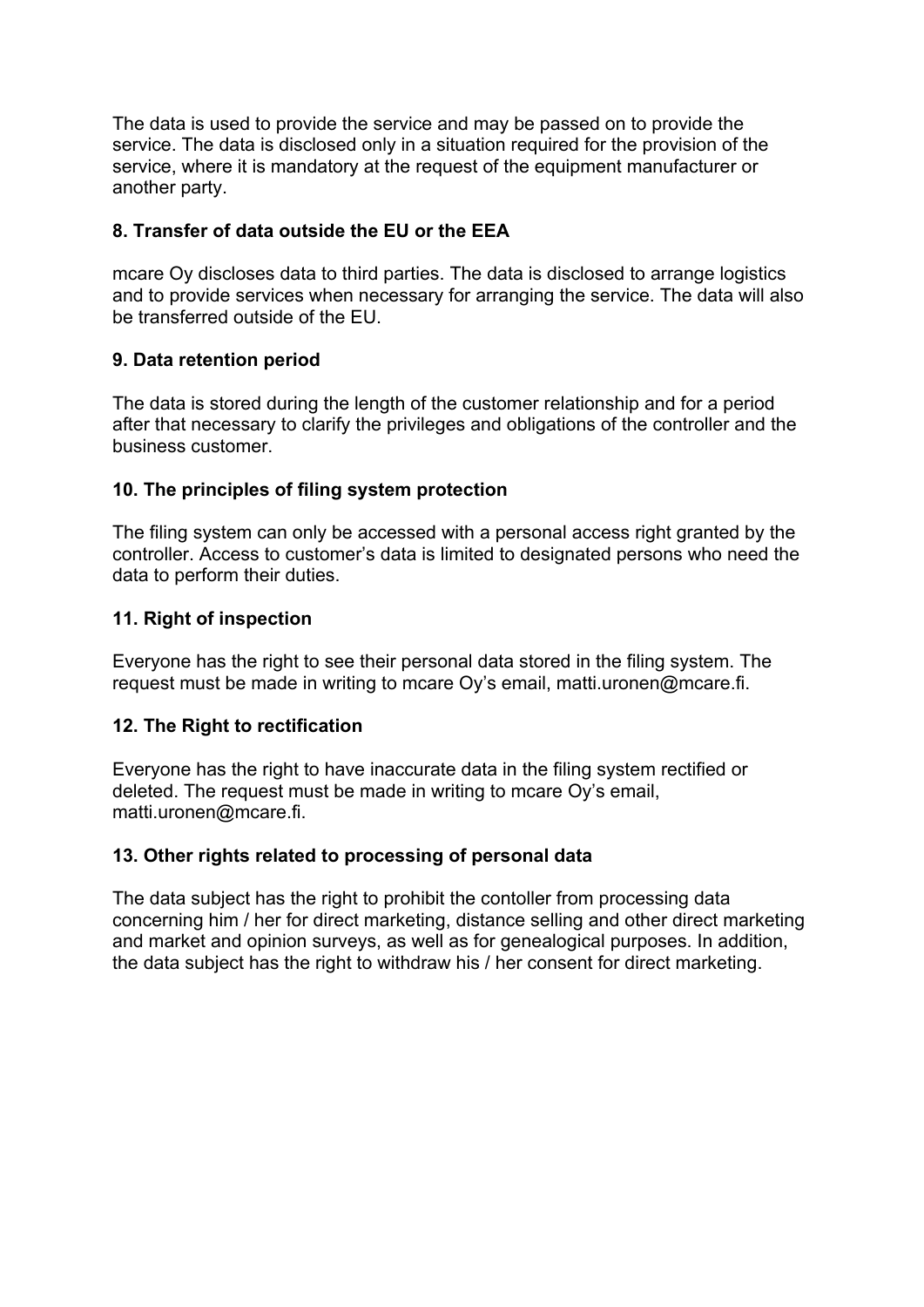The data is used to provide the service and may be passed on to provide the service. The data is disclosed only in a situation required for the provision of the service, where it is mandatory at the request of the equipment manufacturer or another party.

**8. Transfer of data outside the EU or the EEA**

mcare Oy discloses data to third parties. The data is disclosed to arrange logistics and to provide services when necessary for arranging the service. The data will also be transferred outside of the EU.

**9. Data retention period**

The data is stored during the length of the customer relationship and for a period after that necessary to clarify the privileges and obligations of the controller and the business customer.

**10. The principles of filing system protection**

The filing system can only be accessed with a personal access right granted by the controller. Access to customer's data is limited to designated persons who need the data to perform their duties.

**11. Right of inspection**

Everyone has the right to see their personal data stored in the filing system. The request must be made in writing to mcare Oy's email, matti.uronen@mcare.fi.

**12. The Right to rectification**

Everyone has the right to have inaccurate data in the filing system rectified or deleted. The request must be made in writing to mcare Oy's email, matti.uronen@mcare.fi.

**13. Other rights related to processing of personal data**

The data subject has the right to prohibit the contoller from processing data concerning him / her for direct marketing, distance selling and other direct marketing and market and opinion surveys, as well as for genealogical purposes. In addition, the data subject has the right to withdraw his / her consent for direct marketing.